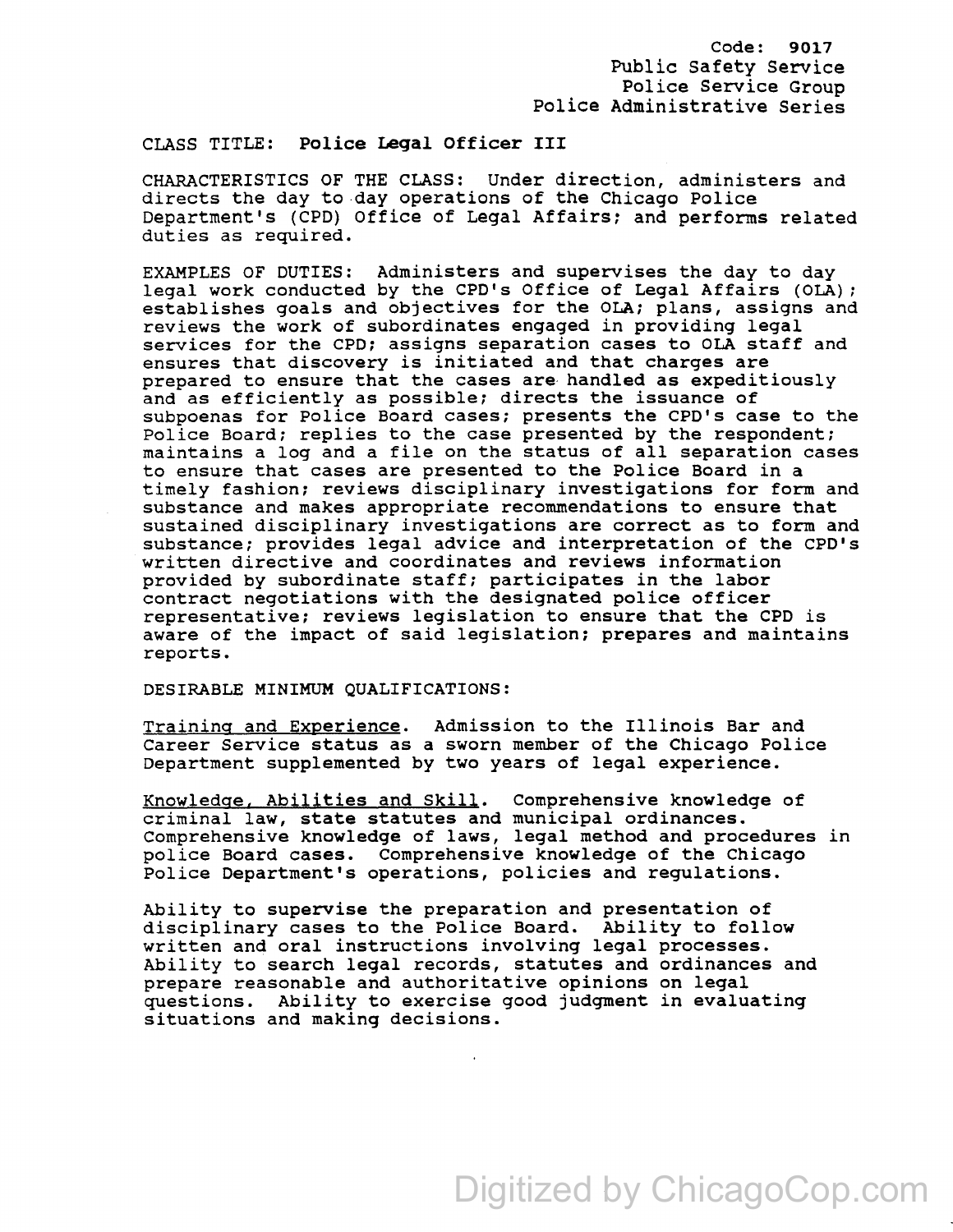Code: **9017**
Public Safety Service
Police Service Group
Police Administrative Series

CLASS TITLE: **Police Legal Officer III**

CHARACTERISTICS OF THE CLASS: Under direction, administers and directs the day to day operations of the Chicago Police Department's (CPD) Office of Legal Affairs; and performs related duties as required.

EXAMPLES OF DUTIES: Administers and supervises the day to day legal work conducted by the CPD's Office of Legal Affairs (OLA); establishes goals and objectives for the OLA; plans, assigns and reviews the work of subordinates engaged in providing legal services for the CPD; assigns separation cases to OLA staff and ensures that discovery is initiated and that charges are prepared to ensure that the cases are handled as expeditiously and as efficiently as possible; directs the issuance of subpoenas for Police Board cases; presents the CPD's case to the Police Board; replies to the case presented by the respondent; maintains a log and a file on the status of all separation cases to ensure that cases are presented to the Police Board in a timely fashion; reviews disciplinary investigations for form and substance and makes appropriate recommendations to ensure that sustained disciplinary investigations are correct as to form and substance; provides legal advice and interpretation of the CPD's written directive and coordinates and reviews information provided by subordinate staff; participates in the labor contract negotiations with the designated police officer representative; reviews legislation to ensure that the CPD is aware of the impact of said legislation; prepares and maintains reports.

DESIRABLE MINIMUM QUALIFICATIONS:

Training and Experience. Admission to the Illinois Bar and Career Service status as a sworn member of the Chicago Police Department supplemented by two years of legal experience.

Knowledge, Abilities and Skill. Comprehensive knowledge of criminal law, state statutes and municipal ordinances. Comprehensive knowledge of laws, legal method and procedures in police Board cases. Comprehensive knowledge of the Chicago Police Department's operations, policies and regulations.

Ability to supervise the preparation and presentation of disciplinary cases to the Police Board. Ability to follow written and oral instructions involving legal processes. Ability to search legal records, statutes and ordinances and prepare reasonable and authoritative opinions on legal questions. Ability to exercise good judgment in evaluating situations and making decisions.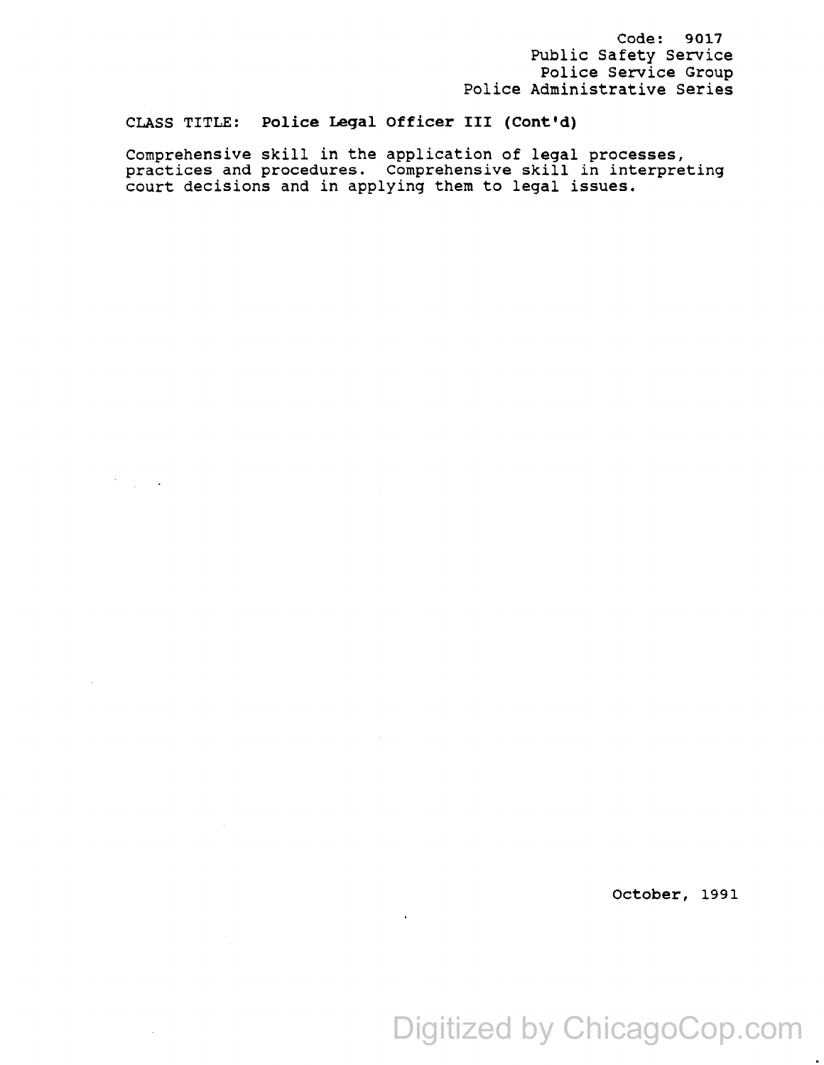Code: 9017
Public Safety Service
Police Service Group
Police Administrative Series

CLASS TITLE: **Police Legal Officer III (Cont'd)**

Comprehensive skill in the application of legal processes, practices and procedures. Comprehensive skill in interpreting court decisions and in applying them to legal issues.

October, 1991